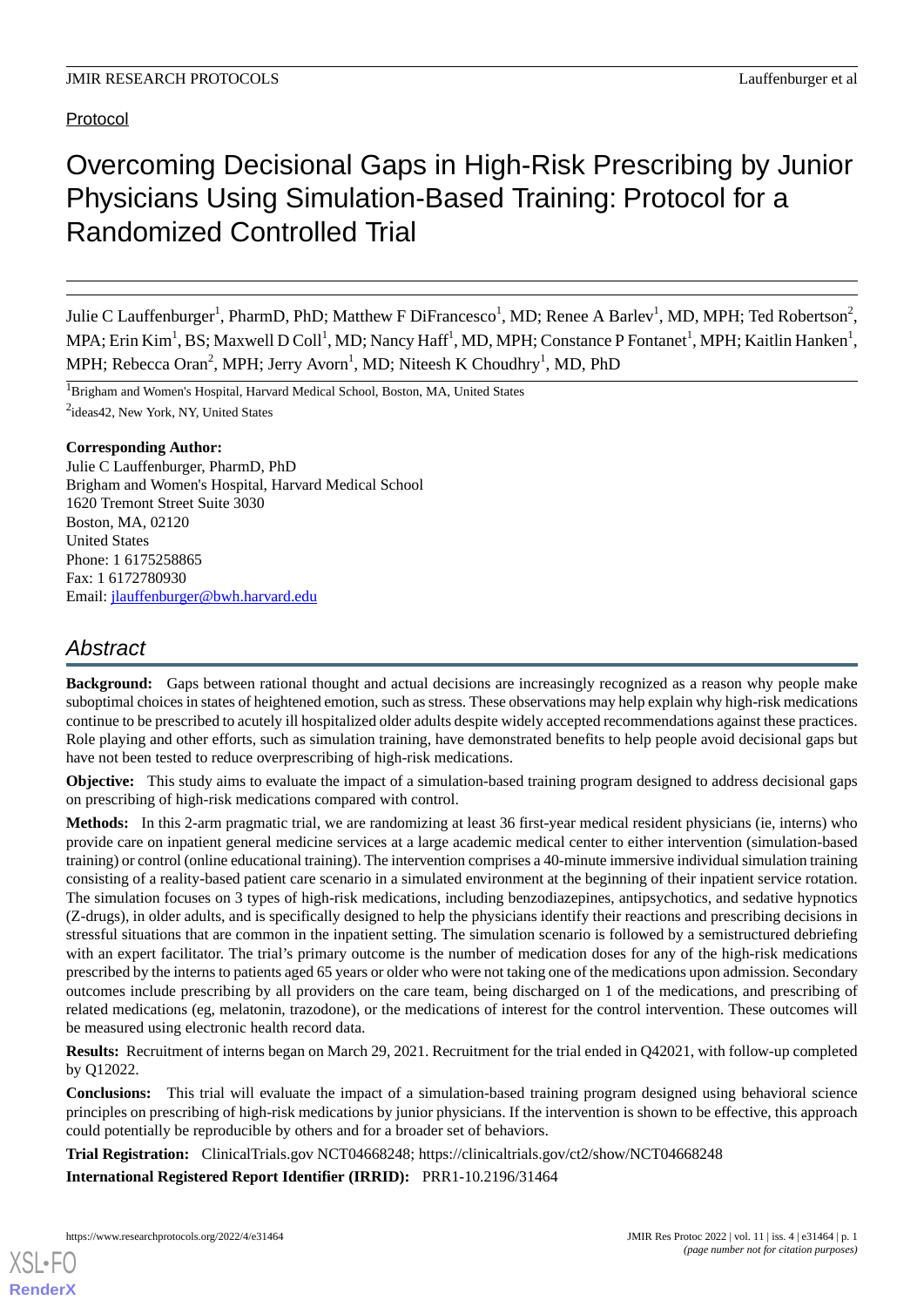Protocol

# Overcoming Decisional Gaps in High-Risk Prescribing by Junior Physicians Using Simulation-Based Training: Protocol for a Randomized Controlled Trial

Julie C Lauffenburger[1], PharmD, PhD; Matthew F DiFrancesco[1], MD; Renee A Barlev[1], MD, MPH; Ted Robertson[2], MPA; Erin Kim[1], BS; Maxwell D Coll[1], MD; Nancy Haff[1], MD, MPH; Constance P Fontanet[1], MPH; Kaitlin Hanken[1], MPH; Rebecca Oran[2], MPH; Jerry Avorn[1], MD; Niteesh K Choudhry[1], MD, PhD

[1]Brigham and Women's Hospital, Harvard Medical School, Boston, MA, United States

[2]ideas42, New York, NY, United States

**Corresponding Author:**
Julie C Lauffenburger, PharmD, PhD
Brigham and Women's Hospital, Harvard Medical School
1620 Tremont Street Suite 3030
Boston, MA, 02120
United States
Phone: 1 6175258865
Fax: 1 6172780930
Email: jlauffenburger@bwh.harvard.edu

## Abstract

**Background:** Gaps between rational thought and actual decisions are increasingly recognized as a reason why people make suboptimal choices in states of heightened emotion, such as stress. These observations may help explain why high-risk medications continue to be prescribed to acutely ill hospitalized older adults despite widely accepted recommendations against these practices. Role playing and other efforts, such as simulation training, have demonstrated benefits to help people avoid decisional gaps but have not been tested to reduce overprescribing of high-risk medications.

**Objective:** This study aims to evaluate the impact of a simulation-based training program designed to address decisional gaps on prescribing of high-risk medications compared with control.

**Methods:** In this 2-arm pragmatic trial, we are randomizing at least 36 first-year medical resident physicians (ie, interns) who provide care on inpatient general medicine services at a large academic medical center to either intervention (simulation-based training) or control (online educational training). The intervention comprises a 40-minute immersive individual simulation training consisting of a reality-based patient care scenario in a simulated environment at the beginning of their inpatient service rotation. The simulation focuses on 3 types of high-risk medications, including benzodiazepines, antipsychotics, and sedative hypnotics (Z-drugs), in older adults, and is specifically designed to help the physicians identify their reactions and prescribing decisions in stressful situations that are common in the inpatient setting. The simulation scenario is followed by a semistructured debriefing with an expert facilitator. The trial's primary outcome is the number of medication doses for any of the high-risk medications prescribed by the interns to patients aged 65 years or older who were not taking one of the medications upon admission. Secondary outcomes include prescribing by all providers on the care team, being discharged on 1 of the medications, and prescribing of related medications (eg, melatonin, trazodone), or the medications of interest for the control intervention. These outcomes will be measured using electronic health record data.

**Results:** Recruitment of interns began on March 29, 2021. Recruitment for the trial ended in Q42021, with follow-up completed by Q12022.

**Conclusions:** This trial will evaluate the impact of a simulation-based training program designed using behavioral science principles on prescribing of high-risk medications by junior physicians. If the intervention is shown to be effective, this approach could potentially be reproducible by others and for a broader set of behaviors.

**Trial Registration:** ClinicalTrials.gov NCT04668248; https://clinicaltrials.gov/ct2/show/NCT04668248

**International Registered Report Identifier (IRRID):** PRR1-10.2196/31464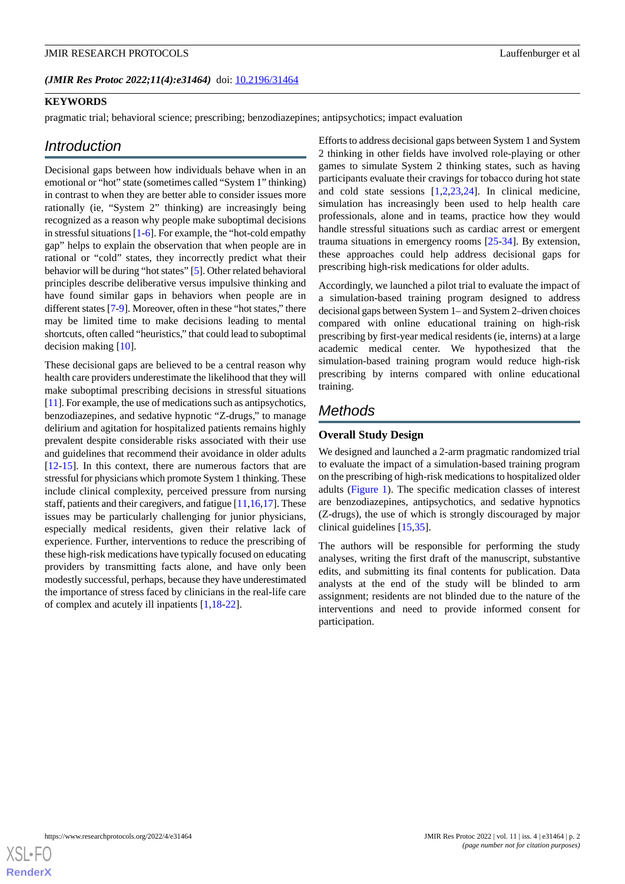(JMIR Res Protoc 2022;11(4):e31464) doi: 10.2196/31464

**KEYWORDS**

pragmatic trial; behavioral science; prescribing; benzodiazepines; antipsychotics; impact evaluation

## Introduction

Decisional gaps between how individuals behave when in an emotional or "hot" state (sometimes called "System 1" thinking) in contrast to when they are better able to consider issues more rationally (ie, "System 2" thinking) are increasingly being recognized as a reason why people make suboptimal decisions in stressful situations [1-6]. For example, the "hot-cold empathy gap" helps to explain the observation that when people are in rational or "cold" states, they incorrectly predict what their behavior will be during "hot states" [5]. Other related behavioral principles describe deliberative versus impulsive thinking and have found similar gaps in behaviors when people are in different states [7-9]. Moreover, often in these "hot states," there may be limited time to make decisions leading to mental shortcuts, often called "heuristics," that could lead to suboptimal decision making [10].

These decisional gaps are believed to be a central reason why health care providers underestimate the likelihood that they will make suboptimal prescribing decisions in stressful situations [11]. For example, the use of medications such as antipsychotics, benzodiazepines, and sedative hypnotic "Z-drugs," to manage delirium and agitation for hospitalized patients remains highly prevalent despite considerable risks associated with their use and guidelines that recommend their avoidance in older adults [12-15]. In this context, there are numerous factors that are stressful for physicians which promote System 1 thinking. These include clinical complexity, perceived pressure from nursing staff, patients and their caregivers, and fatigue [11,16,17]. These issues may be particularly challenging for junior physicians, especially medical residents, given their relative lack of experience. Further, interventions to reduce the prescribing of these high-risk medications have typically focused on educating providers by transmitting facts alone, and have only been modestly successful, perhaps, because they have underestimated the importance of stress faced by clinicians in the real-life care of complex and acutely ill inpatients [1,18-22].

Efforts to address decisional gaps between System 1 and System 2 thinking in other fields have involved role-playing or other games to simulate System 2 thinking states, such as having participants evaluate their cravings for tobacco during hot state and cold state sessions [1,2,23,24]. In clinical medicine, simulation has increasingly been used to help health care professionals, alone and in teams, practice how they would handle stressful situations such as cardiac arrest or emergent trauma situations in emergency rooms [25-34]. By extension, these approaches could help address decisional gaps for prescribing high-risk medications for older adults.

Accordingly, we launched a pilot trial to evaluate the impact of a simulation-based training program designed to address decisional gaps between System 1– and System 2–driven choices compared with online educational training on high-risk prescribing by first-year medical residents (ie, interns) at a large academic medical center. We hypothesized that the simulation-based training program would reduce high-risk prescribing by interns compared with online educational training.

## Methods

### Overall Study Design

We designed and launched a 2-arm pragmatic randomized trial to evaluate the impact of a simulation-based training program on the prescribing of high-risk medications to hospitalized older adults (Figure 1). The specific medication classes of interest are benzodiazepines, antipsychotics, and sedative hypnotics (Z-drugs), the use of which is strongly discouraged by major clinical guidelines [15,35].

The authors will be responsible for performing the study analyses, writing the first draft of the manuscript, substantive edits, and submitting its final contents for publication. Data analysts at the end of the study will be blinded to arm assignment; residents are not blinded due to the nature of the interventions and need to provide informed consent for participation.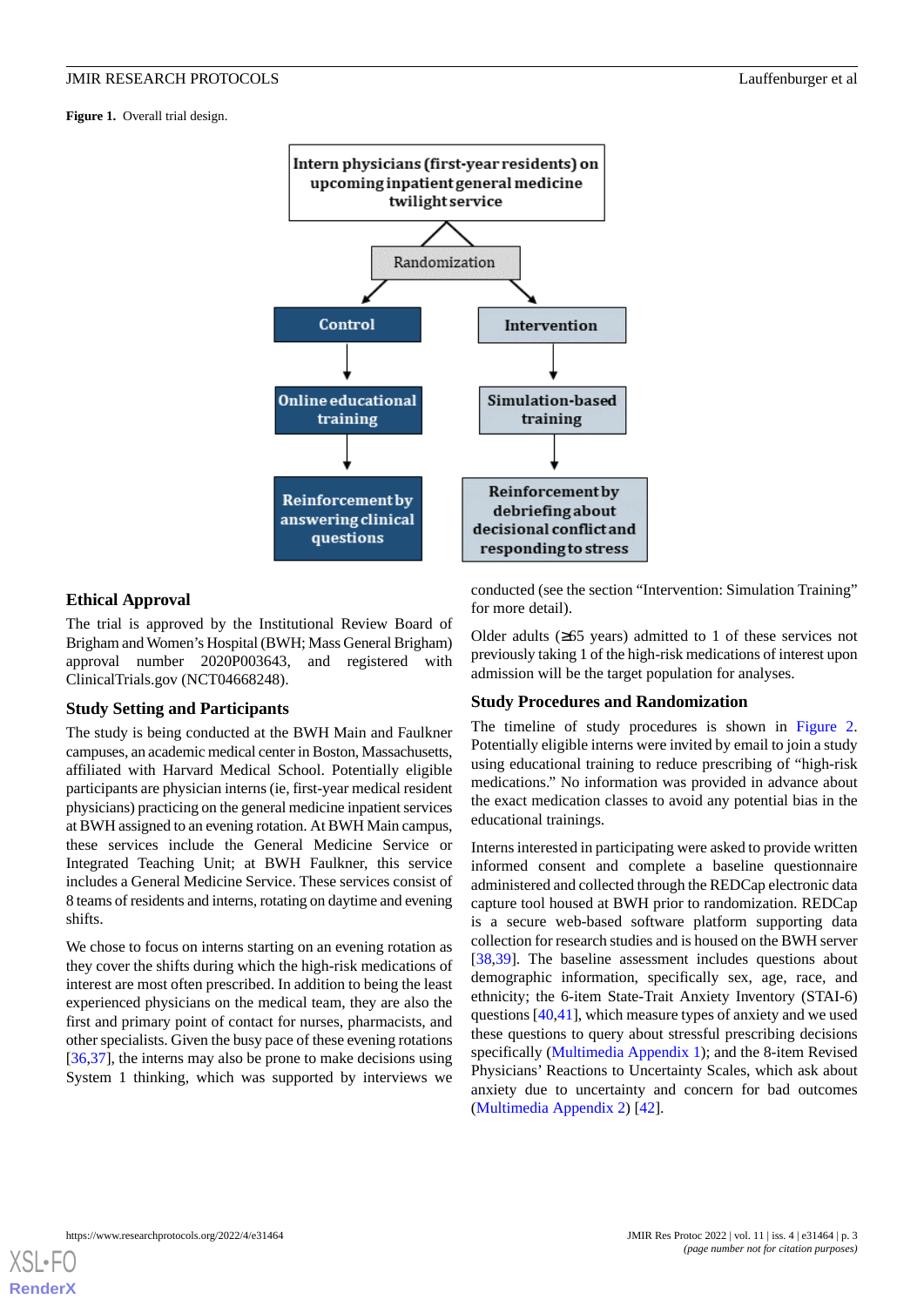**Figure 1.** Overall trial design.

Intern physicians (first-year residents) on upcoming inpatient general medicine twilight service

Randomization

Control → Online educational training → Reinforcement by answering clinical questions

Intervention → Simulation-based training → Reinforcement by debriefing about decisional conflict and responding to stress

### Ethical Approval

The trial is approved by the Institutional Review Board of Brigham and Women's Hospital (BWH; Mass General Brigham) approval number 2020P003643, and registered with ClinicalTrials.gov (NCT04668248).

### Study Setting and Participants

The study is being conducted at the BWH Main and Faulkner campuses, an academic medical center in Boston, Massachusetts, affiliated with Harvard Medical School. Potentially eligible participants are physician interns (ie, first-year medical resident physicians) practicing on the general medicine inpatient services at BWH assigned to an evening rotation. At BWH Main campus, these services include the General Medicine Service or Integrated Teaching Unit; at BWH Faulkner, this service includes a General Medicine Service. These services consist of 8 teams of residents and interns, rotating on daytime and evening shifts.

We chose to focus on interns starting on an evening rotation as they cover the shifts during which the high-risk medications of interest are most often prescribed. In addition to being the least experienced physicians on the medical team, they are also the first and primary point of contact for nurses, pharmacists, and other specialists. Given the busy pace of these evening rotations [36,37], the interns may also be prone to make decisions using System 1 thinking, which was supported by interviews we conducted (see the section "Intervention: Simulation Training" for more detail).

Older adults (≥65 years) admitted to 1 of these services not previously taking 1 of the high-risk medications of interest upon admission will be the target population for analyses.

### Study Procedures and Randomization

The timeline of study procedures is shown in Figure 2. Potentially eligible interns were invited by email to join a study using educational training to reduce prescribing of "high-risk medications." No information was provided in advance about the exact medication classes to avoid any potential bias in the educational trainings.

Interns interested in participating were asked to provide written informed consent and complete a baseline questionnaire administered and collected through the REDCap electronic data capture tool housed at BWH prior to randomization. REDCap is a secure web-based software platform supporting data collection for research studies and is housed on the BWH server [38,39]. The baseline assessment includes questions about demographic information, specifically sex, age, race, and ethnicity; the 6-item State-Trait Anxiety Inventory (STAI-6) questions [40,41], which measure types of anxiety and we used these questions to query about stressful prescribing decisions specifically (Multimedia Appendix 1); and the 8-item Revised Physicians' Reactions to Uncertainty Scales, which ask about anxiety due to uncertainty and concern for bad outcomes (Multimedia Appendix 2) [42].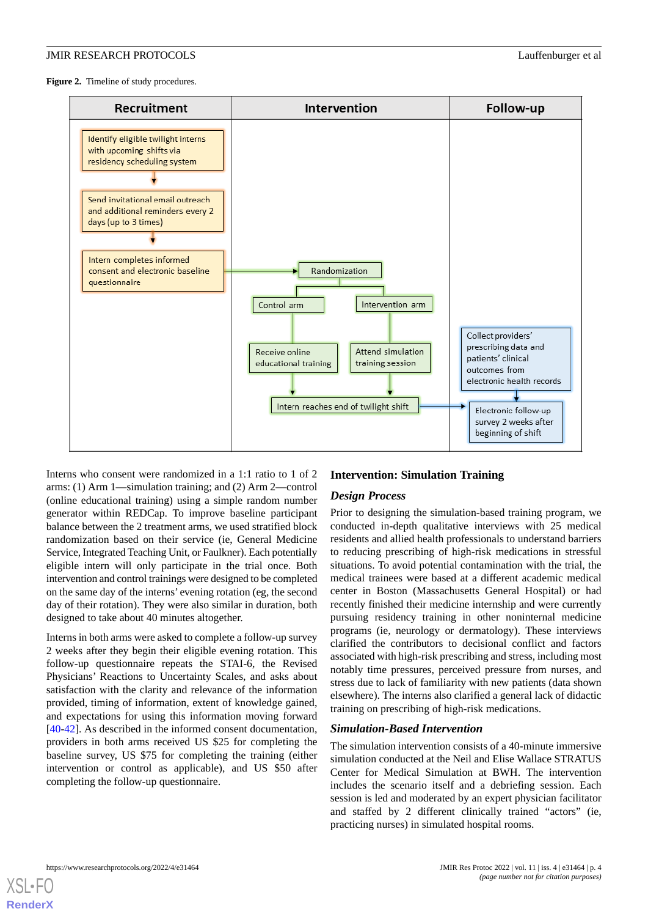**Figure 2.** Timeline of study procedures.

| Recruitment | Intervention | Follow-up |
|---|---|---|
| Identify eligible twilight interns with upcoming shifts via residency scheduling system → Send invitational email outreach and additional reminders every 2 days (up to 3 times) → Intern completes informed consent and electronic baseline questionnaire | Randomization → Control arm: Receive online educational training; Intervention arm: Attend simulation training session → Intern reaches end of twilight shift | Collect providers' prescribing data and patients' clinical outcomes from electronic health records → Electronic follow-up survey 2 weeks after beginning of shift |

Interns who consent were randomized in a 1:1 ratio to 1 of 2 arms: (1) Arm 1—simulation training; and (2) Arm 2—control (online educational training) using a simple random number generator within REDCap. To improve baseline participant balance between the 2 treatment arms, we used stratified block randomization based on their service (ie, General Medicine Service, Integrated Teaching Unit, or Faulkner). Each potentially eligible intern will only participate in the trial once. Both intervention and control trainings were designed to be completed on the same day of the interns' evening rotation (eg, the second day of their rotation). They were also similar in duration, both designed to take about 40 minutes altogether.

Interns in both arms were asked to complete a follow-up survey 2 weeks after they begin their eligible evening rotation. This follow-up questionnaire repeats the STAI-6, the Revised Physicians' Reactions to Uncertainty Scales, and asks about satisfaction with the clarity and relevance of the information provided, timing of information, extent of knowledge gained, and expectations for using this information moving forward [40-42]. As described in the informed consent documentation, providers in both arms received US $25 for completing the baseline survey, US $75 for completing the training (either intervention or control as applicable), and US $50 after completing the follow-up questionnaire.

## Intervention: Simulation Training

### *Design Process*

Prior to designing the simulation-based training program, we conducted in-depth qualitative interviews with 25 medical residents and allied health professionals to understand barriers to reducing prescribing of high-risk medications in stressful situations. To avoid potential contamination with the trial, the medical trainees were based at a different academic medical center in Boston (Massachusetts General Hospital) or had recently finished their medicine internship and were currently pursuing residency training in other nonintermal medicine programs (ie, neurology or dermatology). These interviews clarified the contributors to decisional conflict and factors associated with high-risk prescribing and stress, including most notably time pressures, perceived pressure from nurses, and stress due to lack of familiarity with new patients (data shown elsewhere). The interns also clarified a general lack of didactic training on prescribing of high-risk medications.

### *Simulation-Based Intervention*

The simulation intervention consists of a 40-minute immersive simulation conducted at the Neil and Elise Wallace STRATUS Center for Medical Simulation at BWH. The intervention includes the scenario itself and a debriefing session. Each session is led and moderated by an expert physician facilitator and staffed by 2 different clinically trained "actors" (ie, practicing nurses) in simulated hospital rooms.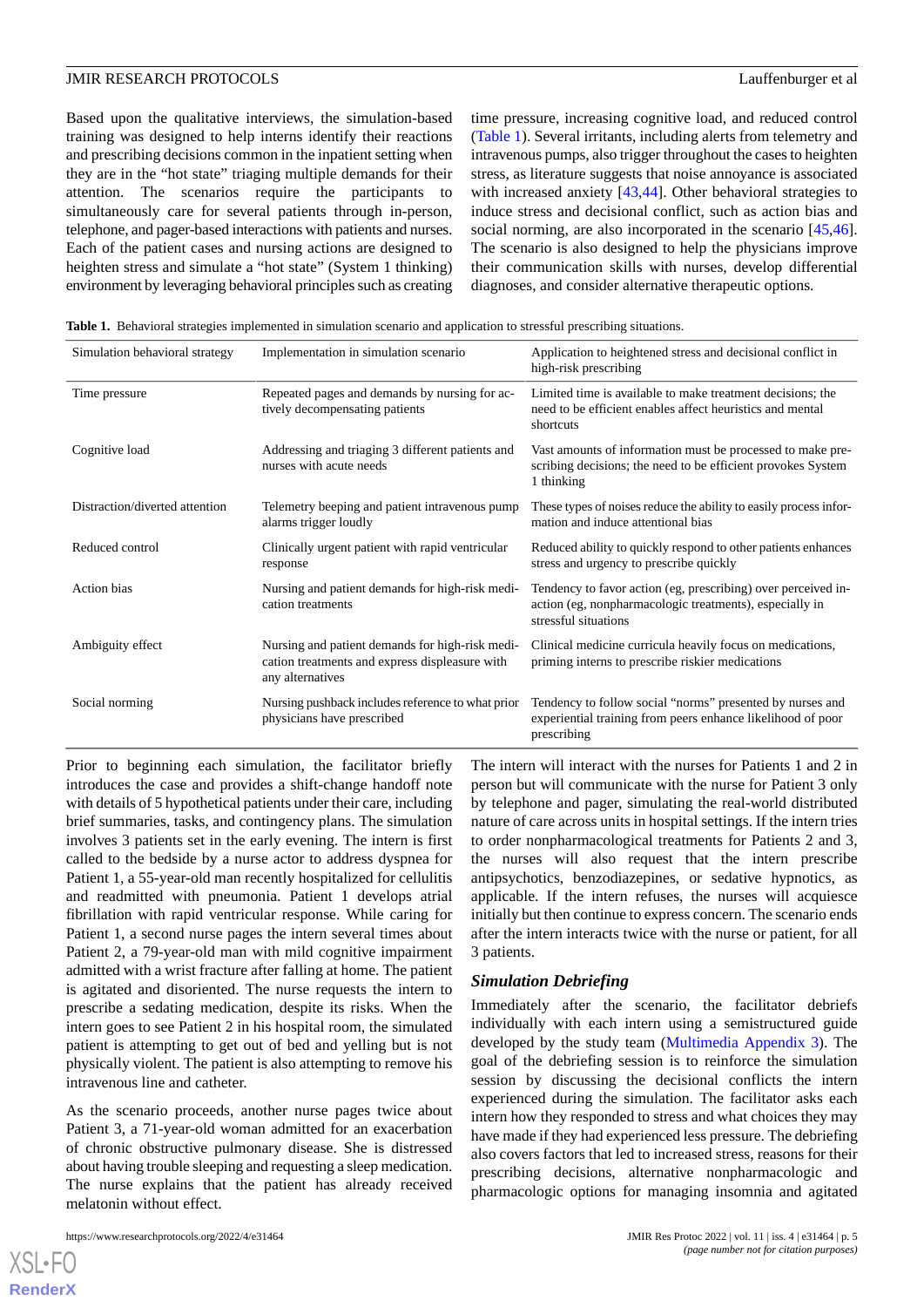Based upon the qualitative interviews, the simulation-based training was designed to help interns identify their reactions and prescribing decisions common in the inpatient setting when they are in the "hot state" triaging multiple demands for their attention. The scenarios require the participants to simultaneously care for several patients through in-person, telephone, and pager-based interactions with patients and nurses. Each of the patient cases and nursing actions are designed to heighten stress and simulate a "hot state" (System 1 thinking) environment by leveraging behavioral principles such as creating time pressure, increasing cognitive load, and reduced control (Table 1). Several irritants, including alerts from telemetry and intravenous pumps, also trigger throughout the cases to heighten stress, as literature suggests that noise annoyance is associated with increased anxiety [43,44]. Other behavioral strategies to induce stress and decisional conflict, such as action bias and social norming, are also incorporated in the scenario [45,46]. The scenario is also designed to help the physicians improve their communication skills with nurses, develop differential diagnoses, and consider alternative therapeutic options.

**Table 1.** Behavioral strategies implemented in simulation scenario and application to stressful prescribing situations.

| Simulation behavioral strategy | Implementation in simulation scenario | Application to heightened stress and decisional conflict in high-risk prescribing |
|---|---|---|
| Time pressure | Repeated pages and demands by nursing for actively decompensating patients | Limited time is available to make treatment decisions; the need to be efficient enables affect heuristics and mental shortcuts |
| Cognitive load | Addressing and triaging 3 different patients and nurses with acute needs | Vast amounts of information must be processed to make prescribing decisions; the need to be efficient provokes System 1 thinking |
| Distraction/diverted attention | Telemetry beeping and patient intravenous pump alarms trigger loudly | These types of noises reduce the ability to easily process information and induce attentional bias |
| Reduced control | Clinically urgent patient with rapid ventricular response | Reduced ability to quickly respond to other patients enhances stress and urgency to prescribe quickly |
| Action bias | Nursing and patient demands for high-risk medication treatments | Tendency to favor action (eg, prescribing) over perceived inaction (eg, nonpharmacologic treatments), especially in stressful situations |
| Ambiguity effect | Nursing and patient demands for high-risk medication treatments and express displeasure with any alternatives | Clinical medicine curricula heavily focus on medications, priming interns to prescribe riskier medications |
| Social norming | Nursing pushback includes reference to what prior physicians have prescribed | Tendency to follow social "norms" presented by nurses and experiential training from peers enhance likelihood of poor prescribing |

Prior to beginning each simulation, the facilitator briefly introduces the case and provides a shift-change handoff note with details of 5 hypothetical patients under their care, including brief summaries, tasks, and contingency plans. The simulation involves 3 patients set in the early evening. The intern is first called to the bedside by a nurse actor to address dyspnea for Patient 1, a 55-year-old man recently hospitalized for cellulitis and readmitted with pneumonia. Patient 1 develops atrial fibrillation with rapid ventricular response. While caring for Patient 1, a second nurse pages the intern several times about Patient 2, a 79-year-old man with mild cognitive impairment admitted with a wrist fracture after falling at home. The patient is agitated and disoriented. The nurse requests the intern to prescribe a sedating medication, despite its risks. When the intern goes to see Patient 2 in his hospital room, the simulated patient is attempting to get out of bed and yelling but is not physically violent. The patient is also attempting to remove his intravenous line and catheter.

As the scenario proceeds, another nurse pages twice about Patient 3, a 71-year-old woman admitted for an exacerbation of chronic obstructive pulmonary disease. She is distressed about having trouble sleeping and requesting a sleep medication. The nurse explains that the patient has already received melatonin without effect.

The intern will interact with the nurses for Patients 1 and 2 in person but will communicate with the nurse for Patient 3 only by telephone and pager, simulating the real-world distributed nature of care across units in hospital settings. If the intern tries to order nonpharmacological treatments for Patients 2 and 3, the nurses will also request that the intern prescribe antipsychotics, benzodiazepines, or sedative hypnotics, as applicable. If the intern refuses, the nurses will acquiesce initially but then continue to express concern. The scenario ends after the intern interacts twice with the nurse or patient, for all 3 patients.

### Simulation Debriefing

Immediately after the scenario, the facilitator debriefs individually with each intern using a semistructured guide developed by the study team (Multimedia Appendix 3). The goal of the debriefing session is to reinforce the simulation session by discussing the decisional conflicts the intern experienced during the simulation. The facilitator asks each intern how they responded to stress and what choices they may have made if they had experienced less pressure. The debriefing also covers factors that led to increased stress, reasons for their prescribing decisions, alternative nonpharmacologic and pharmacologic options for managing insomnia and agitated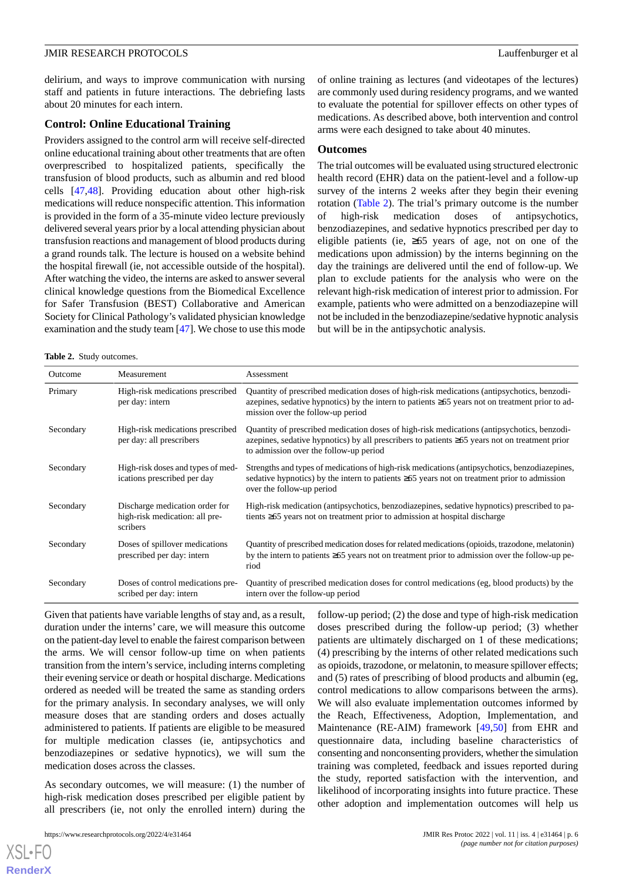delirium, and ways to improve communication with nursing staff and patients in future interactions. The debriefing lasts about 20 minutes for each intern.

### Control: Online Educational Training

Providers assigned to the control arm will receive self-directed online educational training about other treatments that are often overprescribed to hospitalized patients, specifically the transfusion of blood products, such as albumin and red blood cells [47,48]. Providing education about other high-risk medications will reduce nonspecific attention. This information is provided in the form of a 35-minute video lecture previously delivered several years prior by a local attending physician about transfusion reactions and management of blood products during a grand rounds talk. The lecture is housed on a website behind the hospital firewall (ie, not accessible outside of the hospital). After watching the video, the interns are asked to answer several clinical knowledge questions from the Biomedical Excellence for Safer Transfusion (BEST) Collaborative and American Society for Clinical Pathology's validated physician knowledge examination and the study team [47]. We chose to use this mode of online training as lectures (and videotapes of the lectures) are commonly used during residency programs, and we wanted to evaluate the potential for spillover effects on other types of medications. As described above, both intervention and control arms were each designed to take about 40 minutes.

### Outcomes

The trial outcomes will be evaluated using structured electronic health record (EHR) data on the patient-level and a follow-up survey of the interns 2 weeks after they begin their evening rotation (Table 2). The trial's primary outcome is the number of high-risk medication doses of antipsychotics, benzodiazepines, and sedative hypnotics prescribed per day to eligible patients (ie, ≥65 years of age, not on one of the medications upon admission) by the interns beginning on the day the trainings are delivered until the end of follow-up. We plan to exclude patients for the analysis who were on the relevant high-risk medication of interest prior to admission. For example, patients who were admitted on a benzodiazepine will not be included in the benzodiazepine/sedative hypnotic analysis but will be in the antipsychotic analysis.

**Table 2.** Study outcomes.

| Outcome | Measurement | Assessment |
|---|---|---|
| Primary | High-risk medications prescribed per day: intern | Quantity of prescribed medication doses of high-risk medications (antipsychotics, benzodiazepines, sedative hypnotics) by the intern to patients ≥65 years not on treatment prior to admission over the follow-up period |
| Secondary | High-risk medications prescribed per day: all prescribers | Quantity of prescribed medication doses of high-risk medications (antipsychotics, benzodiazepines, sedative hypnotics) by all prescribers to patients ≥65 years not on treatment prior to admission over the follow-up period |
| Secondary | High-risk doses and types of medications prescribed per day | Strengths and types of medications of high-risk medications (antipsychotics, benzodiazepines, sedative hypnotics) by the intern to patients ≥65 years not on treatment prior to admission over the follow-up period |
| Secondary | Discharge medication order for high-risk medication: all prescribers | High-risk medication (antipsychotics, benzodiazepines, sedative hypnotics) prescribed to patients ≥65 years not on treatment prior to admission at hospital discharge |
| Secondary | Doses of spillover medications prescribed per day: intern | Quantity of prescribed medication doses for related medications (opioids, trazodone, melatonin) by the intern to patients ≥65 years not on treatment prior to admission over the follow-up period |
| Secondary | Doses of control medications prescribed per day: intern | Quantity of prescribed medication doses for control medications (eg, blood products) by the intern over the follow-up period |

Given that patients have variable lengths of stay and, as a result, duration under the interns' care, we will measure this outcome on the patient-day level to enable the fairest comparison between the arms. We will censor follow-up time on when patients transition from the intern's service, including interns completing their evening service or death or hospital discharge. Medications ordered as needed will be treated the same as standing orders for the primary analysis. In secondary analyses, we will only measure doses that are standing orders and doses actually administered to patients. If patients are eligible to be measured for multiple medication classes (ie, antipsychotics and benzodiazepines or sedative hypnotics), we will sum the medication doses across the classes.

As secondary outcomes, we will measure: (1) the number of high-risk medication doses prescribed per eligible patient by all prescribers (ie, not only the enrolled intern) during the follow-up period; (2) the dose and type of high-risk medication doses prescribed during the follow-up period; (3) whether patients are ultimately discharged on 1 of these medications; (4) prescribing by the interns of other related medications such as opioids, trazodone, or melatonin, to measure spillover effects; and (5) rates of prescribing of blood products and albumin (eg, control medications to allow comparisons between the arms). We will also evaluate implementation outcomes informed by the Reach, Effectiveness, Adoption, Implementation, and Maintenance (RE-AIM) framework [49,50] from EHR and questionnaire data, including baseline characteristics of consenting and nonconsenting providers, whether the simulation training was completed, feedback and issues reported during the study, reported satisfaction with the intervention, and likelihood of incorporating insights into future practice. These other adoption and implementation outcomes will help us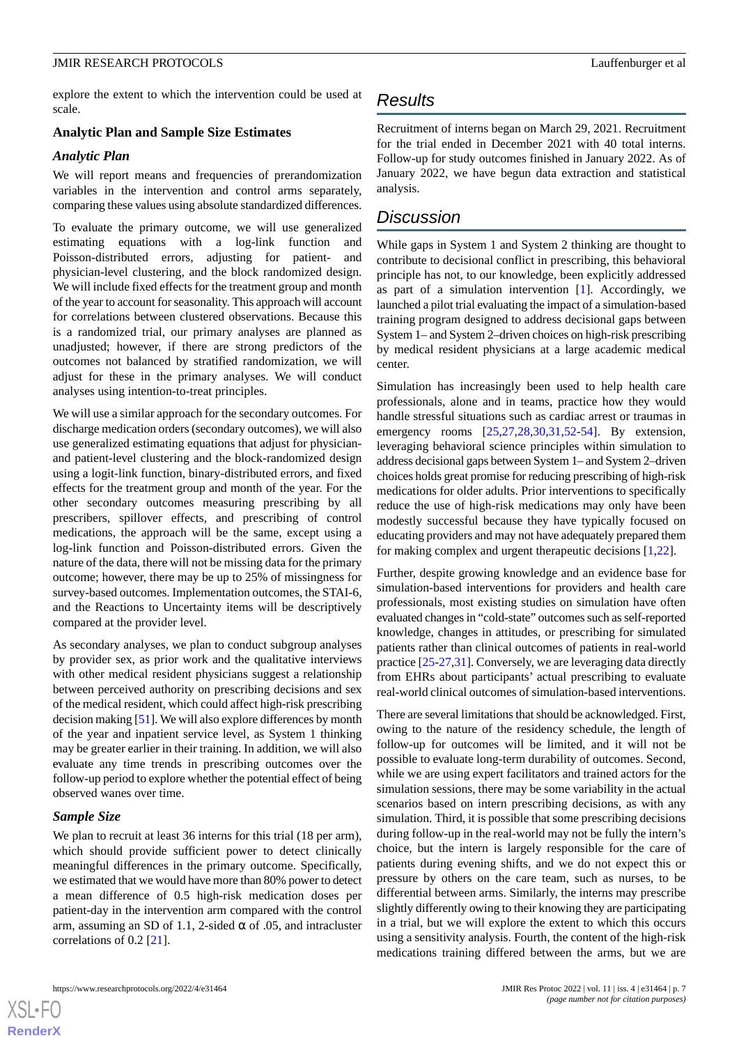explore the extent to which the intervention could be used at scale.

### Analytic Plan and Sample Size Estimates

#### *Analytic Plan*

We will report means and frequencies of prerandomization variables in the intervention and control arms separately, comparing these values using absolute standardized differences.

To evaluate the primary outcome, we will use generalized estimating equations with a log-link function and Poisson-distributed errors, adjusting for patient- and physician-level clustering, and the block randomized design. We will include fixed effects for the treatment group and month of the year to account for seasonality. This approach will account for correlations between clustered observations. Because this is a randomized trial, our primary analyses are planned as unadjusted; however, if there are strong predictors of the outcomes not balanced by stratified randomization, we will adjust for these in the primary analyses. We will conduct analyses using intention-to-treat principles.

We will use a similar approach for the secondary outcomes. For discharge medication orders (secondary outcomes), we will also use generalized estimating equations that adjust for physician- and patient-level clustering and the block-randomized design using a logit-link function, binary-distributed errors, and fixed effects for the treatment group and month of the year. For the other secondary outcomes measuring prescribing by all prescribers, spillover effects, and prescribing of control medications, the approach will be the same, except using a log-link function and Poisson-distributed errors. Given the nature of the data, there will not be missing data for the primary outcome; however, there may be up to 25% of missingness for survey-based outcomes. Implementation outcomes, the STAI-6, and the Reactions to Uncertainty items will be descriptively compared at the provider level.

As secondary analyses, we plan to conduct subgroup analyses by provider sex, as prior work and the qualitative interviews with other medical resident physicians suggest a relationship between perceived authority on prescribing decisions and sex of the medical resident, which could affect high-risk prescribing decision making [51]. We will also explore differences by month of the year and inpatient service level, as System 1 thinking may be greater earlier in their training. In addition, we will also evaluate any time trends in prescribing outcomes over the follow-up period to explore whether the potential effect of being observed wanes over time.

#### *Sample Size*

We plan to recruit at least 36 interns for this trial (18 per arm), which should provide sufficient power to detect clinically meaningful differences in the primary outcome. Specifically, we estimated that we would have more than 80% power to detect a mean difference of 0.5 high-risk medication doses per patient-day in the intervention arm compared with the control arm, assuming an SD of 1.1, 2-sided $\alpha$ of .05, and intracluster correlations of 0.2 [21].

## Results

Recruitment of interns began on March 29, 2021. Recruitment for the trial ended in December 2021 with 40 total interns. Follow-up for study outcomes finished in January 2022. As of January 2022, we have begun data extraction and statistical analysis.

## Discussion

While gaps in System 1 and System 2 thinking are thought to contribute to decisional conflict in prescribing, this behavioral principle has not, to our knowledge, been explicitly addressed as part of a simulation intervention [1]. Accordingly, we launched a pilot trial evaluating the impact of a simulation-based training program designed to address decisional gaps between System 1– and System 2–driven choices on high-risk prescribing by medical resident physicians at a large academic medical center.

Simulation has increasingly been used to help health care professionals, alone and in teams, practice how they would handle stressful situations such as cardiac arrest or traumas in emergency rooms [25,27,28,30,31,52-54]. By extension, leveraging behavioral science principles within simulation to address decisional gaps between System 1– and System 2–driven choices holds great promise for reducing prescribing of high-risk medications for older adults. Prior interventions to specifically reduce the use of high-risk medications may only have been modestly successful because they have typically focused on educating providers and may not have adequately prepared them for making complex and urgent therapeutic decisions [1,22].

Further, despite growing knowledge and an evidence base for simulation-based interventions for providers and health care professionals, most existing studies on simulation have often evaluated changes in "cold-state" outcomes such as self-reported knowledge, changes in attitudes, or prescribing for simulated patients rather than clinical outcomes of patients in real-world practice [25-27,31]. Conversely, we are leveraging data directly from EHRs about participants' actual prescribing to evaluate real-world clinical outcomes of simulation-based interventions.

There are several limitations that should be acknowledged. First, owing to the nature of the residency schedule, the length of follow-up for outcomes will be limited, and it will not be possible to evaluate long-term durability of outcomes. Second, while we are using expert facilitators and trained actors for the simulation sessions, there may be some variability in the actual scenarios based on intern prescribing decisions, as with any simulation. Third, it is possible that some prescribing decisions during follow-up in the real-world may not be fully the intern's choice, but the intern is largely responsible for the care of patients during evening shifts, and we do not expect this or pressure by others on the care team, such as nurses, to be differential between arms. Similarly, the interns may prescribe slightly differently owing to their knowing they are participating in a trial, but we will explore the extent to which this occurs using a sensitivity analysis. Fourth, the content of the high-risk medications training differed between the arms, but we are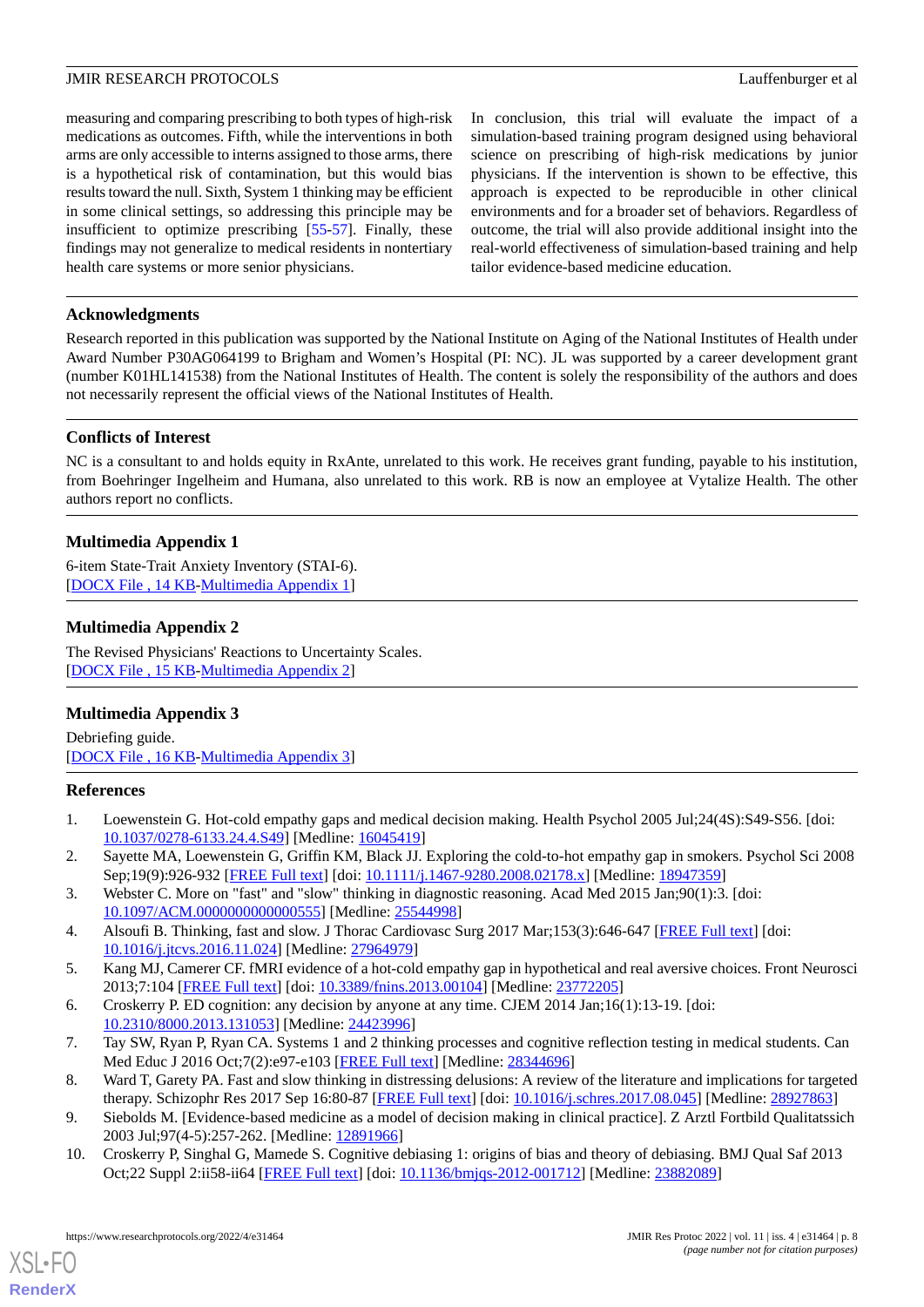measuring and comparing prescribing to both types of high-risk medications as outcomes. Fifth, while the interventions in both arms are only accessible to interns assigned to those arms, there is a hypothetical risk of contamination, but this would bias results toward the null. Sixth, System 1 thinking may be efficient in some clinical settings, so addressing this principle may be insufficient to optimize prescribing [55-57]. Finally, these findings may not generalize to medical residents in nontertiary health care systems or more senior physicians.

In conclusion, this trial will evaluate the impact of a simulation-based training program designed using behavioral science on prescribing of high-risk medications by junior physicians. If the intervention is shown to be effective, this approach is expected to be reproducible in other clinical environments and for a broader set of behaviors. Regardless of outcome, the trial will also provide additional insight into the real-world effectiveness of simulation-based training and help tailor evidence-based medicine education.

## Acknowledgments

Research reported in this publication was supported by the National Institute on Aging of the National Institutes of Health under Award Number P30AG064199 to Brigham and Women's Hospital (PI: NC). JL was supported by a career development grant (number K01HL141538) from the National Institutes of Health. The content is solely the responsibility of the authors and does not necessarily represent the official views of the National Institutes of Health.

## Conflicts of Interest

NC is a consultant to and holds equity in RxAnte, unrelated to this work. He receives grant funding, payable to his institution, from Boehringer Ingelheim and Humana, also unrelated to this work. RB is now an employee at Vytalize Health. The other authors report no conflicts.

## Multimedia Appendix 1

6-item State-Trait Anxiety Inventory (STAI-6).
[DOCX File , 14 KB-Multimedia Appendix 1]

## Multimedia Appendix 2

The Revised Physicians' Reactions to Uncertainty Scales.
[DOCX File , 15 KB-Multimedia Appendix 2]

## Multimedia Appendix 3

Debriefing guide.
[DOCX File , 16 KB-Multimedia Appendix 3]

## References

1. Loewenstein G. Hot-cold empathy gaps and medical decision making. Health Psychol 2005 Jul;24(4S):S49-S56. [doi: 10.1037/0278-6133.24.4.S49] [Medline: 16045419]
2. Sayette MA, Loewenstein G, Griffin KM, Black JJ. Exploring the cold-to-hot empathy gap in smokers. Psychol Sci 2008 Sep;19(9):926-932 [FREE Full text] [doi: 10.1111/j.1467-9280.2008.02178.x] [Medline: 18947359]
3. Webster C. More on "fast" and "slow" thinking in diagnostic reasoning. Acad Med 2015 Jan;90(1):3. [doi: 10.1097/ACM.0000000000000555] [Medline: 25544998]
4. Alsoufi B. Thinking, fast and slow. J Thorac Cardiovasc Surg 2017 Mar;153(3):646-647 [FREE Full text] [doi: 10.1016/j.jtcvs.2016.11.024] [Medline: 27964979]
5. Kang MJ, Camerer CF. fMRI evidence of a hot-cold empathy gap in hypothetical and real aversive choices. Front Neurosci 2013;7:104 [FREE Full text] [doi: 10.3389/fnins.2013.00104] [Medline: 23772205]
6. Croskerry P. ED cognition: any decision by anyone at any time. CJEM 2014 Jan;16(1):13-19. [doi: 10.2310/8000.2013.131053] [Medline: 24423996]
7. Tay SW, Ryan P, Ryan CA. Systems 1 and 2 thinking processes and cognitive reflection testing in medical students. Can Med Educ J 2016 Oct;7(2):e97-e103 [FREE Full text] [Medline: 28344696]
8. Ward T, Garety PA. Fast and slow thinking in distressing delusions: A review of the literature and implications for targeted therapy. Schizophr Res 2017 Sep 16:80-87 [FREE Full text] [doi: 10.1016/j.schres.2017.08.045] [Medline: 28927863]
9. Siebolds M. [Evidence-based medicine as a model of decision making in clinical practice]. Z Arztl Fortbild Qualitatssich 2003 Jul;97(4-5):257-262. [Medline: 12891966]
10. Croskerry P, Singhal G, Mamede S. Cognitive debiasing 1: origins of bias and theory of debiasing. BMJ Qual Saf 2013 Oct;22 Suppl 2:ii58-ii64 [FREE Full text] [doi: 10.1136/bmjqs-2012-001712] [Medline: 23882089]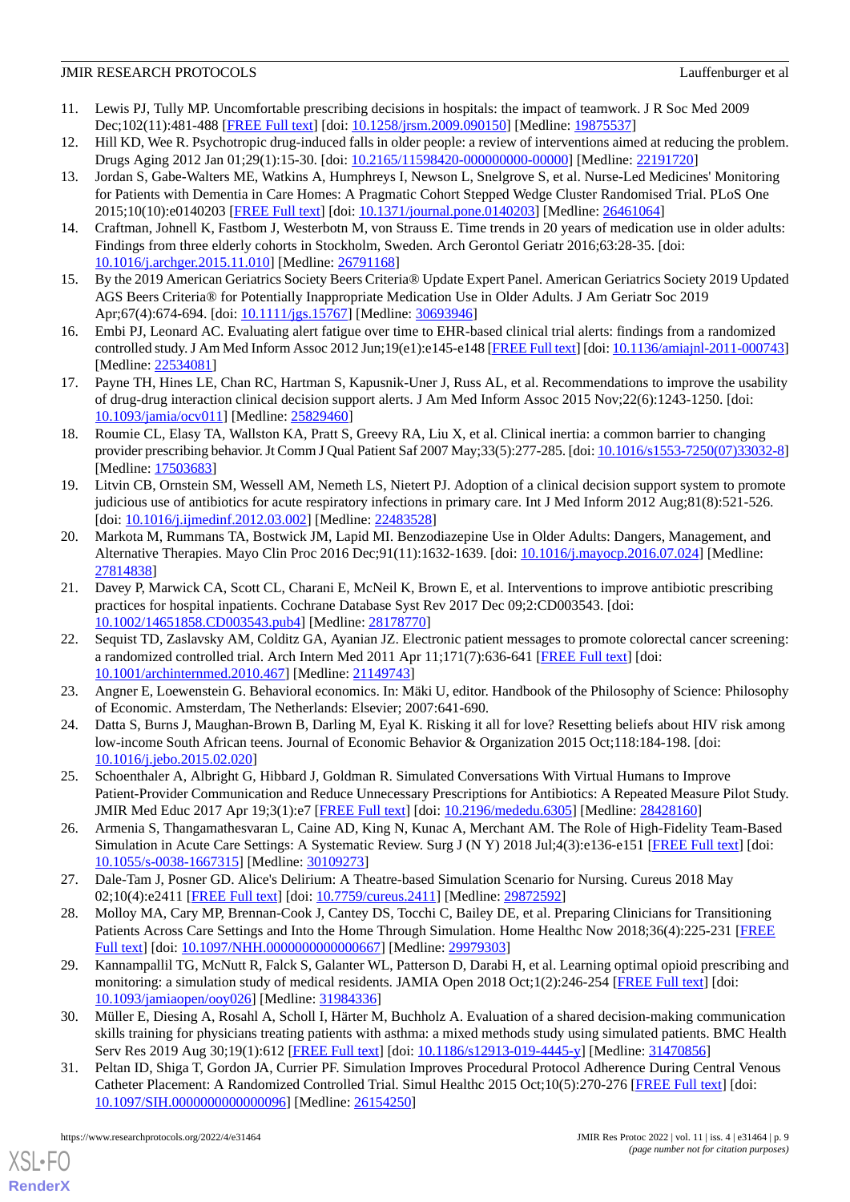11. Lewis PJ, Tully MP. Uncomfortable prescribing decisions in hospitals: the impact of teamwork. J R Soc Med 2009 Dec;102(11):481-488 [FREE Full text] [doi: 10.1258/jrsm.2009.090150] [Medline: 19875537]
12. Hill KD, Wee R. Psychotropic drug-induced falls in older people: a review of interventions aimed at reducing the problem. Drugs Aging 2012 Jan 01;29(1):15-30. [doi: 10.2165/11598420-000000000-00000] [Medline: 22191720]
13. Jordan S, Gabe-Walters ME, Watkins A, Humphreys I, Newson L, Snelgrove S, et al. Nurse-Led Medicines' Monitoring for Patients with Dementia in Care Homes: A Pragmatic Cohort Stepped Wedge Cluster Randomised Trial. PLoS One 2015;10(10):e0140203 [FREE Full text] [doi: 10.1371/journal.pone.0140203] [Medline: 26461064]
14. Craftman, Johnell K, Fastbom J, Westerbotn M, von Strauss E. Time trends in 20 years of medication use in older adults: Findings from three elderly cohorts in Stockholm, Sweden. Arch Gerontol Geriatr 2016;63:28-35. [doi: 10.1016/j.archger.2015.11.010] [Medline: 26791168]
15. By the 2019 American Geriatrics Society Beers Criteria® Update Expert Panel. American Geriatrics Society 2019 Updated AGS Beers Criteria® for Potentially Inappropriate Medication Use in Older Adults. J Am Geriatr Soc 2019 Apr;67(4):674-694. [doi: 10.1111/jgs.15767] [Medline: 30693946]
16. Embi PJ, Leonard AC. Evaluating alert fatigue over time to EHR-based clinical trial alerts: findings from a randomized controlled study. J Am Med Inform Assoc 2012 Jun;19(e1):e145-e148 [FREE Full text] [doi: 10.1136/amiajnl-2011-000743] [Medline: 22534081]
17. Payne TH, Hines LE, Chan RC, Hartman S, Kapusnik-Uner J, Russ AL, et al. Recommendations to improve the usability of drug-drug interaction clinical decision support alerts. J Am Med Inform Assoc 2015 Nov;22(6):1243-1250. [doi: 10.1093/jamia/ocv011] [Medline: 25829460]
18. Roumie CL, Elasy TA, Wallston KA, Pratt S, Greevy RA, Liu X, et al. Clinical inertia: a common barrier to changing provider prescribing behavior. Jt Comm J Qual Patient Saf 2007 May;33(5):277-285. [doi: 10.1016/s1553-7250(07)33032-8] [Medline: 17503683]
19. Litvin CB, Ornstein SM, Wessell AM, Nemeth LS, Nietert PJ. Adoption of a clinical decision support system to promote judicious use of antibiotics for acute respiratory infections in primary care. Int J Med Inform 2012 Aug;81(8):521-526. [doi: 10.1016/j.ijmedinf.2012.03.002] [Medline: 22483528]
20. Markota M, Rummans TA, Bostwick JM, Lapid MI. Benzodiazepine Use in Older Adults: Dangers, Management, and Alternative Therapies. Mayo Clin Proc 2016 Dec;91(11):1632-1639. [doi: 10.1016/j.mayocp.2016.07.024] [Medline: 27814838]
21. Davey P, Marwick CA, Scott CL, Charani E, McNeil K, Brown E, et al. Interventions to improve antibiotic prescribing practices for hospital inpatients. Cochrane Database Syst Rev 2017 Dec 09;2:CD003543. [doi: 10.1002/14651858.CD003543.pub4] [Medline: 28178770]
22. Sequist TD, Zaslavsky AM, Colditz GA, Ayanian JZ. Electronic patient messages to promote colorectal cancer screening: a randomized controlled trial. Arch Intern Med 2011 Apr 11;171(7):636-641 [FREE Full text] [doi: 10.1001/archinternmed.2010.467] [Medline: 21149743]
23. Angner E, Loewenstein G. Behavioral economics. In: Mäki U, editor. Handbook of the Philosophy of Science: Philosophy of Economic. Amsterdam, The Netherlands: Elsevier; 2007:641-690.
24. Datta S, Burns J, Maughan-Brown B, Darling M, Eyal K. Risking it all for love? Resetting beliefs about HIV risk among low-income South African teens. Journal of Economic Behavior & Organization 2015 Oct;118:184-198. [doi: 10.1016/j.jebo.2015.02.020]
25. Schoenthaler A, Albright G, Hibbard J, Goldman R. Simulated Conversations With Virtual Humans to Improve Patient-Provider Communication and Reduce Unnecessary Prescriptions for Antibiotics: A Repeated Measure Pilot Study. JMIR Med Educ 2017 Apr 19;3(1):e7 [FREE Full text] [doi: 10.2196/mededu.6305] [Medline: 28428160]
26. Armenia S, Thangamathesvaran L, Caine AD, King N, Kunac A, Merchant AM. The Role of High-Fidelity Team-Based Simulation in Acute Care Settings: A Systematic Review. Surg J (N Y) 2018 Jul;4(3):e136-e151 [FREE Full text] [doi: 10.1055/s-0038-1667315] [Medline: 30109273]
27. Dale-Tam J, Posner GD. Alice's Delirium: A Theatre-based Simulation Scenario for Nursing. Cureus 2018 May 02;10(4):e2411 [FREE Full text] [doi: 10.7759/cureus.2411] [Medline: 29872592]
28. Molloy MA, Cary MP, Brennan-Cook J, Cantey DS, Tocchi C, Bailey DE, et al. Preparing Clinicians for Transitioning Patients Across Care Settings and Into the Home Through Simulation. Home Healthc Now 2018;36(4):225-231 [FREE Full text] [doi: 10.1097/NHH.0000000000000667] [Medline: 29979303]
29. Kannampallil TG, McNutt R, Falck S, Galanter WL, Patterson D, Darabi H, et al. Learning optimal opioid prescribing and monitoring: a simulation study of medical residents. JAMIA Open 2018 Oct;1(2):246-254 [FREE Full text] [doi: 10.1093/jamiaopen/ooy026] [Medline: 31984336]
30. Müller E, Diesing A, Rosahl A, Scholl I, Härter M, Buchholz A. Evaluation of a shared decision-making communication skills training for physicians treating patients with asthma: a mixed methods study using simulated patients. BMC Health Serv Res 2019 Aug 30;19(1):612 [FREE Full text] [doi: 10.1186/s12913-019-4445-y] [Medline: 31470856]
31. Peltan ID, Shiga T, Gordon JA, Currier PF. Simulation Improves Procedural Protocol Adherence During Central Venous Catheter Placement: A Randomized Controlled Trial. Simul Healthc 2015 Oct;10(5):270-276 [FREE Full text] [doi: 10.1097/SIH.0000000000000096] [Medline: 26154250]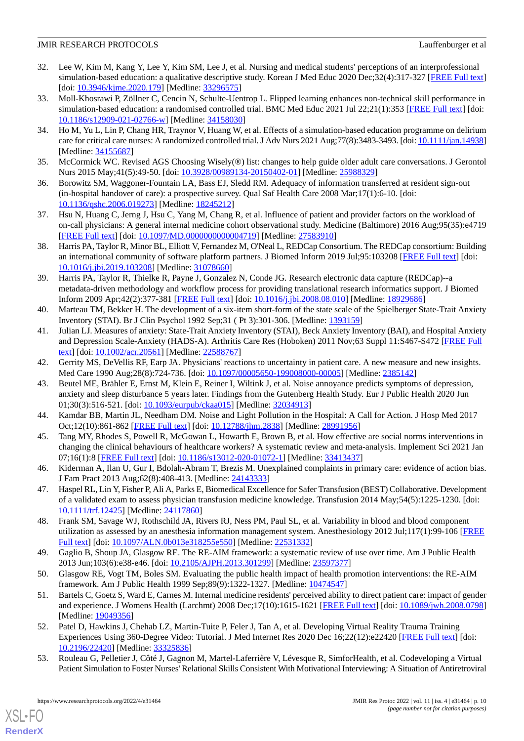32. Lee W, Kim M, Kang Y, Lee Y, Kim SM, Lee J, et al. Nursing and medical students' perceptions of an interprofessional simulation-based education: a qualitative descriptive study. Korean J Med Educ 2020 Dec;32(4):317-327 [FREE Full text] [doi: 10.3946/kjme.2020.179] [Medline: 33296575]
33. Moll-Khosrawi P, Zöllner C, Cencin N, Schulte-Uentrop L. Flipped learning enhances non-technical skill performance in simulation-based education: a randomised controlled trial. BMC Med Educ 2021 Jul 22;21(1):353 [FREE Full text] [doi: 10.1186/s12909-021-02766-w] [Medline: 34158030]
34. Ho M, Yu L, Lin P, Chang HR, Traynor V, Huang W, et al. Effects of a simulation-based education programme on delirium care for critical care nurses: A randomized controlled trial. J Adv Nurs 2021 Aug;77(8):3483-3493. [doi: 10.1111/jan.14938] [Medline: 34155687]
35. McCormick WC. Revised AGS Choosing Wisely(®) list: changes to help guide older adult care conversations. J Gerontol Nurs 2015 May;41(5):49-50. [doi: 10.3928/00989134-20150402-01] [Medline: 25988329]
36. Borowitz SM, Waggoner-Fountain LA, Bass EJ, Sledd RM. Adequacy of information transferred at resident sign-out (in-hospital handover of care): a prospective survey. Qual Saf Health Care 2008 Mar;17(1):6-10. [doi: 10.1136/qshc.2006.019273] [Medline: 18245212]
37. Hsu N, Huang C, Jerng J, Hsu C, Yang M, Chang R, et al. Influence of patient and provider factors on the workload of on-call physicians: A general internal medicine cohort observational study. Medicine (Baltimore) 2016 Aug;95(35):e4719 [FREE Full text] [doi: 10.1097/MD.0000000000004719] [Medline: 27583910]
38. Harris PA, Taylor R, Minor BL, Elliott V, Fernandez M, O'Neal L, REDCap Consortium. The REDCap consortium: Building an international community of software platform partners. J Biomed Inform 2019 Jul;95:103208 [FREE Full text] [doi: 10.1016/j.jbi.2019.103208] [Medline: 31078660]
39. Harris PA, Taylor R, Thielke R, Payne J, Gonzalez N, Conde JG. Research electronic data capture (REDCap)--a metadata-driven methodology and workflow process for providing translational research informatics support. J Biomed Inform 2009 Apr;42(2):377-381 [FREE Full text] [doi: 10.1016/j.jbi.2008.08.010] [Medline: 18929686]
40. Marteau TM, Bekker H. The development of a six-item short-form of the state scale of the Spielberger State-Trait Anxiety Inventory (STAI). Br J Clin Psychol 1992 Sep;31 ( Pt 3):301-306. [Medline: 1393159]
41. Julian LJ. Measures of anxiety: State-Trait Anxiety Inventory (STAI), Beck Anxiety Inventory (BAI), and Hospital Anxiety and Depression Scale-Anxiety (HADS-A). Arthritis Care Res (Hoboken) 2011 Nov;63 Suppl 11:S467-S472 [FREE Full text] [doi: 10.1002/acr.20561] [Medline: 22588767]
42. Gerrity MS, DeVellis RF, Earp JA. Physicians' reactions to uncertainty in patient care. A new measure and new insights. Med Care 1990 Aug;28(8):724-736. [doi: 10.1097/00005650-199008000-00005] [Medline: 2385142]
43. Beutel ME, Brähler E, Ernst M, Klein E, Reiner I, Wiltink J, et al. Noise annoyance predicts symptoms of depression, anxiety and sleep disturbance 5 years later. Findings from the Gutenberg Health Study. Eur J Public Health 2020 Jun 01;30(3):516-521. [doi: 10.1093/eurpub/ckaa015] [Medline: 32034913]
44. Kamdar BB, Martin JL, Needham DM. Noise and Light Pollution in the Hospital: A Call for Action. J Hosp Med 2017 Oct;12(10):861-862 [FREE Full text] [doi: 10.12788/jhm.2838] [Medline: 28991956]
45. Tang MY, Rhodes S, Powell R, McGowan L, Howarth E, Brown B, et al. How effective are social norms interventions in changing the clinical behaviours of healthcare workers? A systematic review and meta-analysis. Implement Sci 2021 Jan 07;16(1):8 [FREE Full text] [doi: 10.1186/s13012-020-01072-1] [Medline: 33413437]
46. Kiderman A, Ilan U, Gur I, Bdolah-Abram T, Brezis M. Unexplained complaints in primary care: evidence of action bias. J Fam Pract 2013 Aug;62(8):408-413. [Medline: 24143333]
47. Haspel RL, Lin Y, Fisher P, Ali A, Parks E, Biomedical Excellence for Safer Transfusion (BEST) Collaborative. Development of a validated exam to assess physician transfusion medicine knowledge. Transfusion 2014 May;54(5):1225-1230. [doi: 10.1111/trf.12425] [Medline: 24117860]
48. Frank SM, Savage WJ, Rothschild JA, Rivers RJ, Ness PM, Paul SL, et al. Variability in blood and blood component utilization as assessed by an anesthesia information management system. Anesthesiology 2012 Jul;117(1):99-106 [FREE Full text] [doi: 10.1097/ALN.0b013e318255e550] [Medline: 22531332]
49. Gaglio B, Shoup JA, Glasgow RE. The RE-AIM framework: a systematic review of use over time. Am J Public Health 2013 Jun;103(6):e38-e46. [doi: 10.2105/AJPH.2013.301299] [Medline: 23597377]
50. Glasgow RE, Vogt TM, Boles SM. Evaluating the public health impact of health promotion interventions: the RE-AIM framework. Am J Public Health 1999 Sep;89(9):1322-1327. [Medline: 10474547]
51. Bartels C, Goetz S, Ward E, Carnes M. Internal medicine residents' perceived ability to direct patient care: impact of gender and experience. J Womens Health (Larchmt) 2008 Dec;17(10):1615-1621 [FREE Full text] [doi: 10.1089/jwh.2008.0798] [Medline: 19049356]
52. Patel D, Hawkins J, Chehab LZ, Martin-Tuite P, Feler J, Tan A, et al. Developing Virtual Reality Trauma Training Experiences Using 360-Degree Video: Tutorial. J Med Internet Res 2020 Dec 16;22(12):e22420 [FREE Full text] [doi: 10.2196/22420] [Medline: 33325836]
53. Rouleau G, Pelletier J, Côté J, Gagnon M, Martel-Laferrière V, Lévesque R, SimforHealth, et al. Codeveloping a Virtual Patient Simulation to Foster Nurses' Relational Skills Consistent With Motivational Interviewing: A Situation of Antiretroviral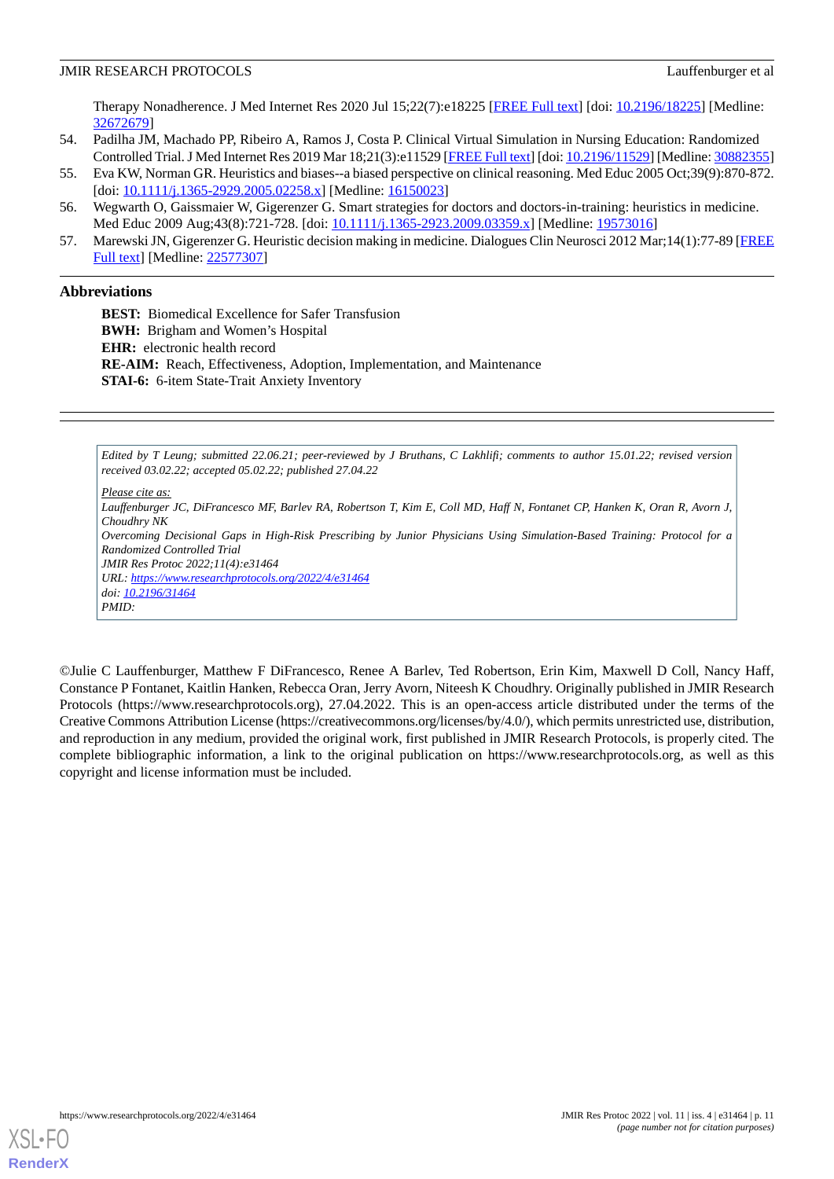Therapy Nonadherence. J Med Internet Res 2020 Jul 15;22(7):e18225 [FREE Full text] [doi: 10.2196/18225] [Medline: 32672679]

54. Padilha JM, Machado PP, Ribeiro A, Ramos J, Costa P. Clinical Virtual Simulation in Nursing Education: Randomized Controlled Trial. J Med Internet Res 2019 Mar 18;21(3):e11529 [FREE Full text] [doi: 10.2196/11529] [Medline: 30882355]
55. Eva KW, Norman GR. Heuristics and biases--a biased perspective on clinical reasoning. Med Educ 2005 Oct;39(9):870-872. [doi: 10.1111/j.1365-2929.2005.02258.x] [Medline: 16150023]
56. Wegwarth O, Gaissmaier W, Gigerenzer G. Smart strategies for doctors and doctors-in-training: heuristics in medicine. Med Educ 2009 Aug;43(8):721-728. [doi: 10.1111/j.1365-2923.2009.03359.x] [Medline: 19573016]
57. Marewski JN, Gigerenzer G. Heuristic decision making in medicine. Dialogues Clin Neurosci 2012 Mar;14(1):77-89 [FREE Full text] [Medline: 22577307]

## Abbreviations

**BEST:** Biomedical Excellence for Safer Transfusion
**BWH:** Brigham and Women's Hospital
**EHR:** electronic health record
**RE-AIM:** Reach, Effectiveness, Adoption, Implementation, and Maintenance
**STAI-6:** 6-item State-Trait Anxiety Inventory

*Edited by T Leung; submitted 22.06.21; peer-reviewed by J Bruthans, C Lakhlifi; comments to author 15.01.22; revised version received 03.02.22; accepted 05.02.22; published 27.04.22*

*Please cite as:*
*Lauffenburger JC, DiFrancesco MF, Barlev RA, Robertson T, Kim E, Coll MD, Haff N, Fontanet CP, Hanken K, Oran R, Avorn J, Choudhry NK*
*Overcoming Decisional Gaps in High-Risk Prescribing by Junior Physicians Using Simulation-Based Training: Protocol for a Randomized Controlled Trial*
*JMIR Res Protoc 2022;11(4):e31464*
*URL: https://www.researchprotocols.org/2022/4/e31464*
*doi: 10.2196/31464*
*PMID:*

©Julie C Lauffenburger, Matthew F DiFrancesco, Renee A Barlev, Ted Robertson, Erin Kim, Maxwell D Coll, Nancy Haff, Constance P Fontanet, Kaitlin Hanken, Rebecca Oran, Jerry Avorn, Niteesh K Choudhry. Originally published in JMIR Research Protocols (https://www.researchprotocols.org), 27.04.2022. This is an open-access article distributed under the terms of the Creative Commons Attribution License (https://creativecommons.org/licenses/by/4.0/), which permits unrestricted use, distribution, and reproduction in any medium, provided the original work, first published in JMIR Research Protocols, is properly cited. The complete bibliographic information, a link to the original publication on https://www.researchprotocols.org, as well as this copyright and license information must be included.